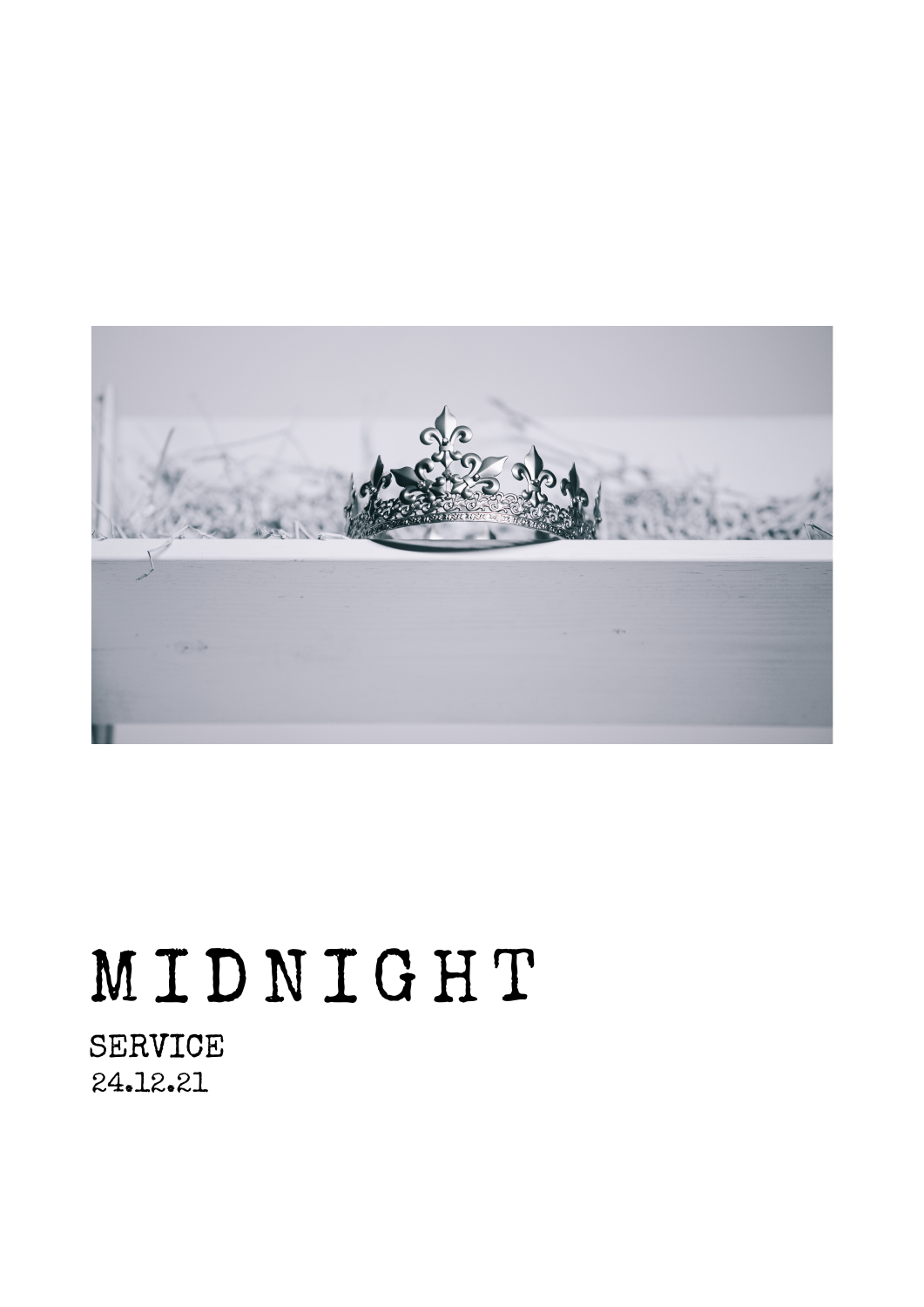# MIDNIGHT

SERVICE

24.12.21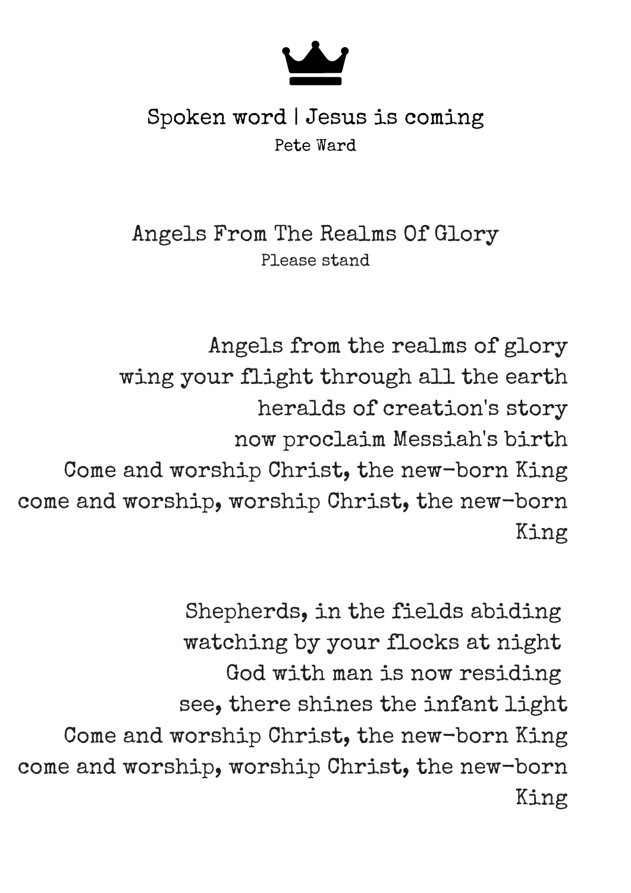## Spoken word | Jesus is coming

Pete Ward

## Angels From The Realms Of Glory

Please stand

Angels from the realms of glory  
wing your flight through all the earth  
heralds of creation's story  
now proclaim Messiah's birth  
Come and worship Christ, the new-born King  
come and worship, worship Christ, the new-born King

Shepherds, in the fields abiding  
watching by your flocks at night  
God with man is now residing  
see, there shines the infant light  
Come and worship Christ, the new-born King  
come and worship, worship Christ, the new-born King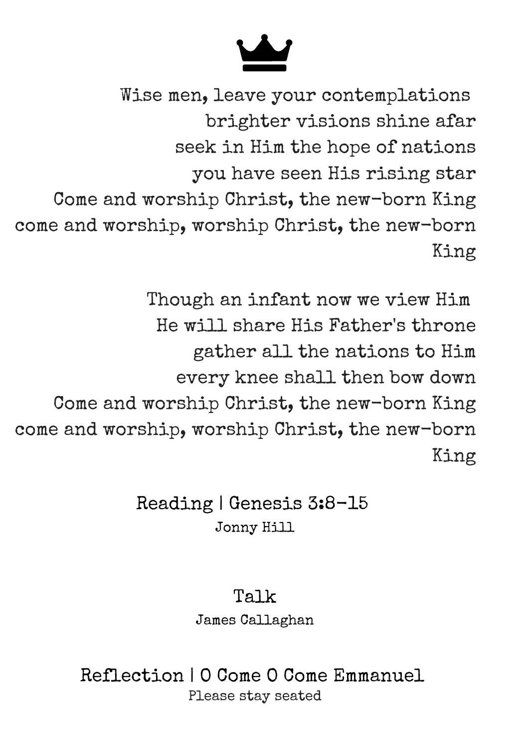Wise men, leave your contemplations
brighter visions shine afar
seek in Him the hope of nations
you have seen His rising star
Come and worship Christ, the new-born King
come and worship, worship Christ, the new-born King

Though an infant now we view Him
He will share His Father's throne
gather all the nations to Him
every knee shall then bow down
Come and worship Christ, the new-born King
come and worship, worship Christ, the new-born King

Reading | Genesis 3:8-15

Jonny Hill

Talk

James Callaghan

Reflection | O Come O Come Emmanuel

Please stay seated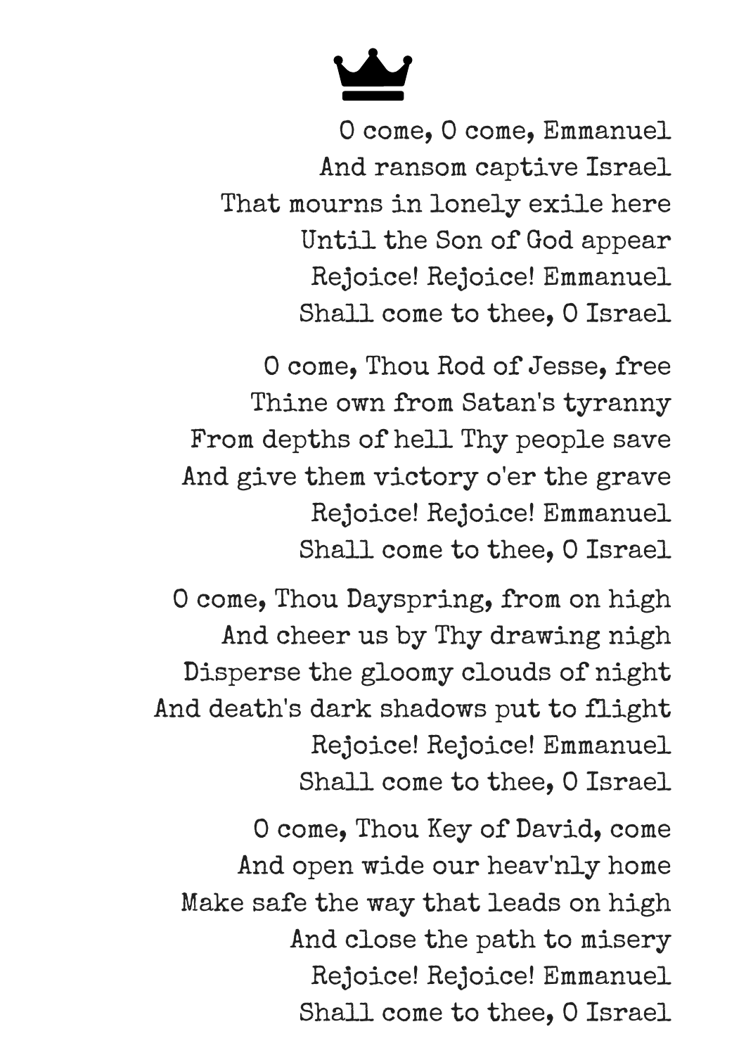O come, O come, Emmanuel
And ransom captive Israel
That mourns in lonely exile here
Until the Son of God appear
Rejoice! Rejoice! Emmanuel
Shall come to thee, O Israel

O come, Thou Rod of Jesse, free
Thine own from Satan's tyranny
From depths of hell Thy people save
And give them victory o'er the grave
Rejoice! Rejoice! Emmanuel
Shall come to thee, O Israel

O come, Thou Dayspring, from on high
And cheer us by Thy drawing nigh
Disperse the gloomy clouds of night
And death's dark shadows put to flight
Rejoice! Rejoice! Emmanuel
Shall come to thee, O Israel

O come, Thou Key of David, come
And open wide our heav'nly home
Make safe the way that leads on high
And close the path to misery
Rejoice! Rejoice! Emmanuel
Shall come to thee, O Israel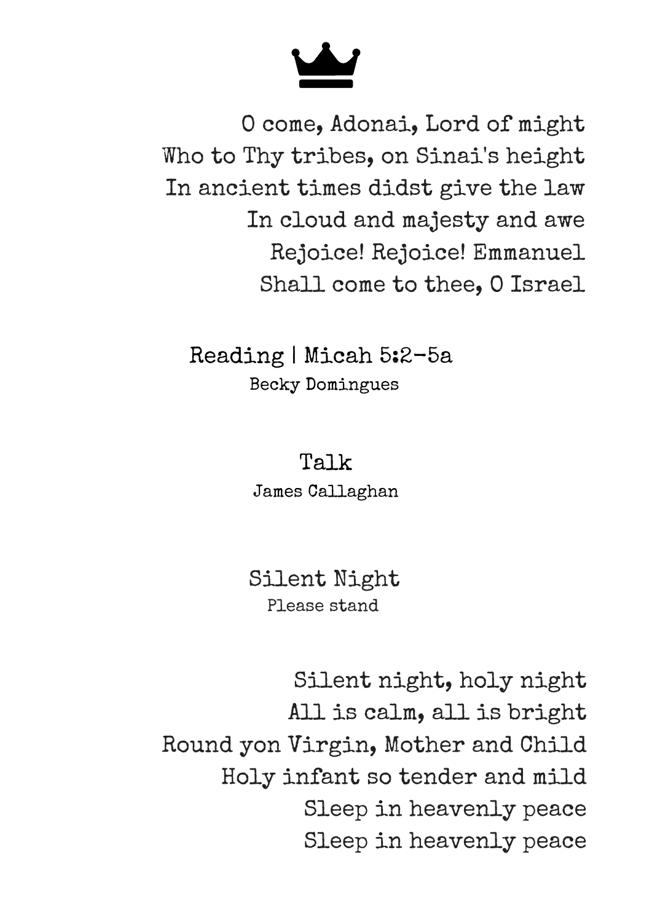O come, Adonai, Lord of might
Who to Thy tribes, on Sinai's height
In ancient times didst give the law
In cloud and majesty and awe
Rejoice! Rejoice! Emmanuel
Shall come to thee, O Israel

## Reading | Micah 5:2-5a

Becky Domingues

## Talk

James Callaghan

## Silent Night

Please stand

Silent night, holy night
All is calm, all is bright
Round yon Virgin, Mother and Child
Holy infant so tender and mild
Sleep in heavenly peace
Sleep in heavenly peace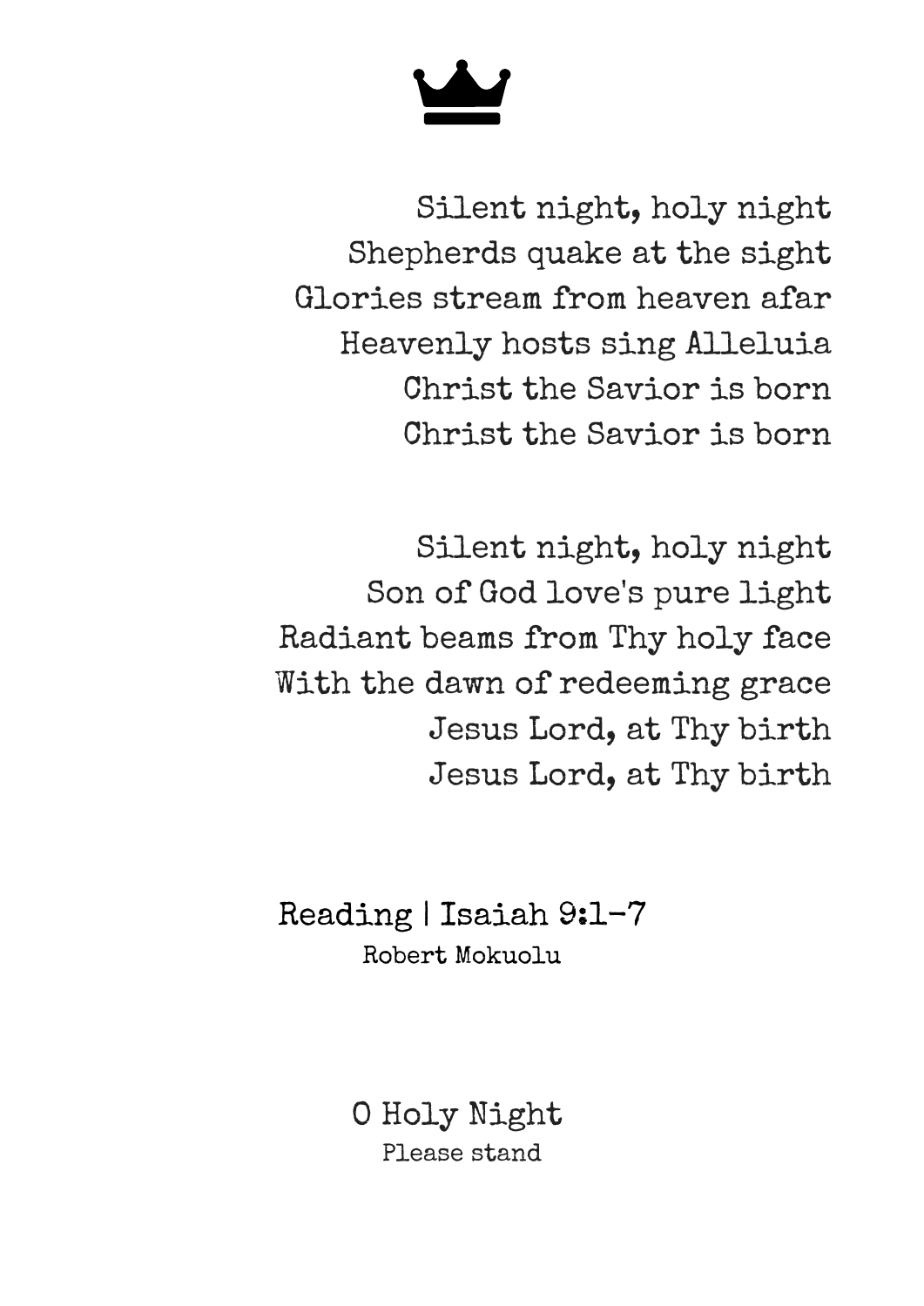Silent night, holy night
Shepherds quake at the sight
Glories stream from heaven afar
Heavenly hosts sing Alleluia
Christ the Savior is born
Christ the Savior is born

Silent night, holy night
Son of God love's pure light
Radiant beams from Thy holy face
With the dawn of redeeming grace
Jesus Lord, at Thy birth
Jesus Lord, at Thy birth

## Reading | Isaiah 9:1-7

Robert Mokuolu

## O Holy Night

Please stand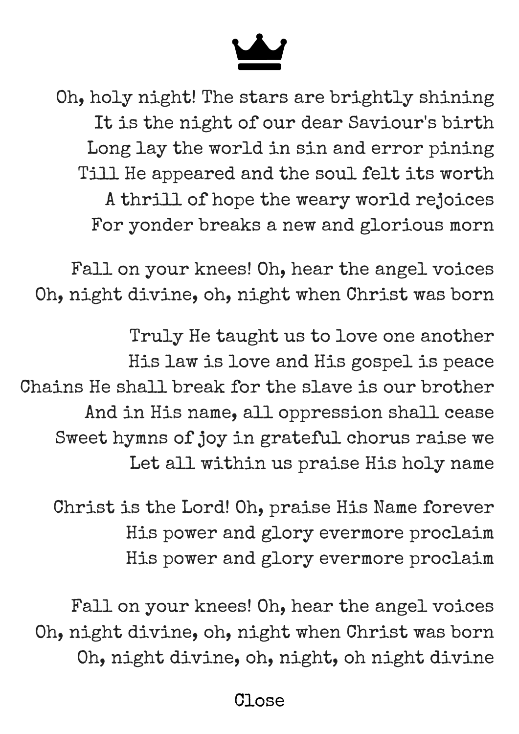Oh, holy night! The stars are brightly shining
It is the night of our dear Saviour's birth
Long lay the world in sin and error pining
Till He appeared and the soul felt its worth
A thrill of hope the weary world rejoices
For yonder breaks a new and glorious morn

Fall on your knees! Oh, hear the angel voices
Oh, night divine, oh, night when Christ was born

Truly He taught us to love one another
His law is love and His gospel is peace
Chains He shall break for the slave is our brother
And in His name, all oppression shall cease
Sweet hymns of joy in grateful chorus raise we
Let all within us praise His holy name

Christ is the Lord! Oh, praise His Name forever
His power and glory evermore proclaim
His power and glory evermore proclaim

Fall on your knees! Oh, hear the angel voices
Oh, night divine, oh, night when Christ was born
Oh, night divine, oh, night, oh night divine

Close